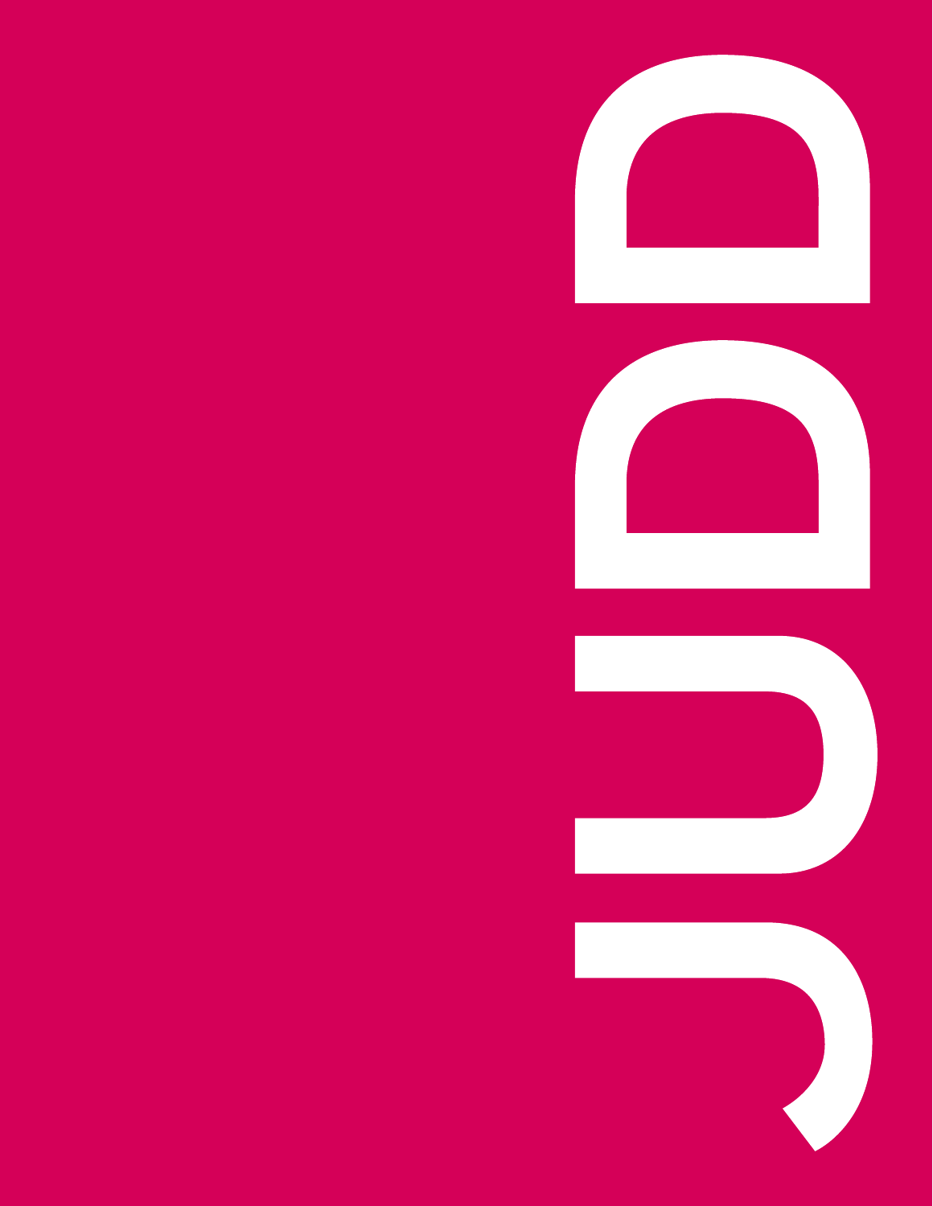JUDD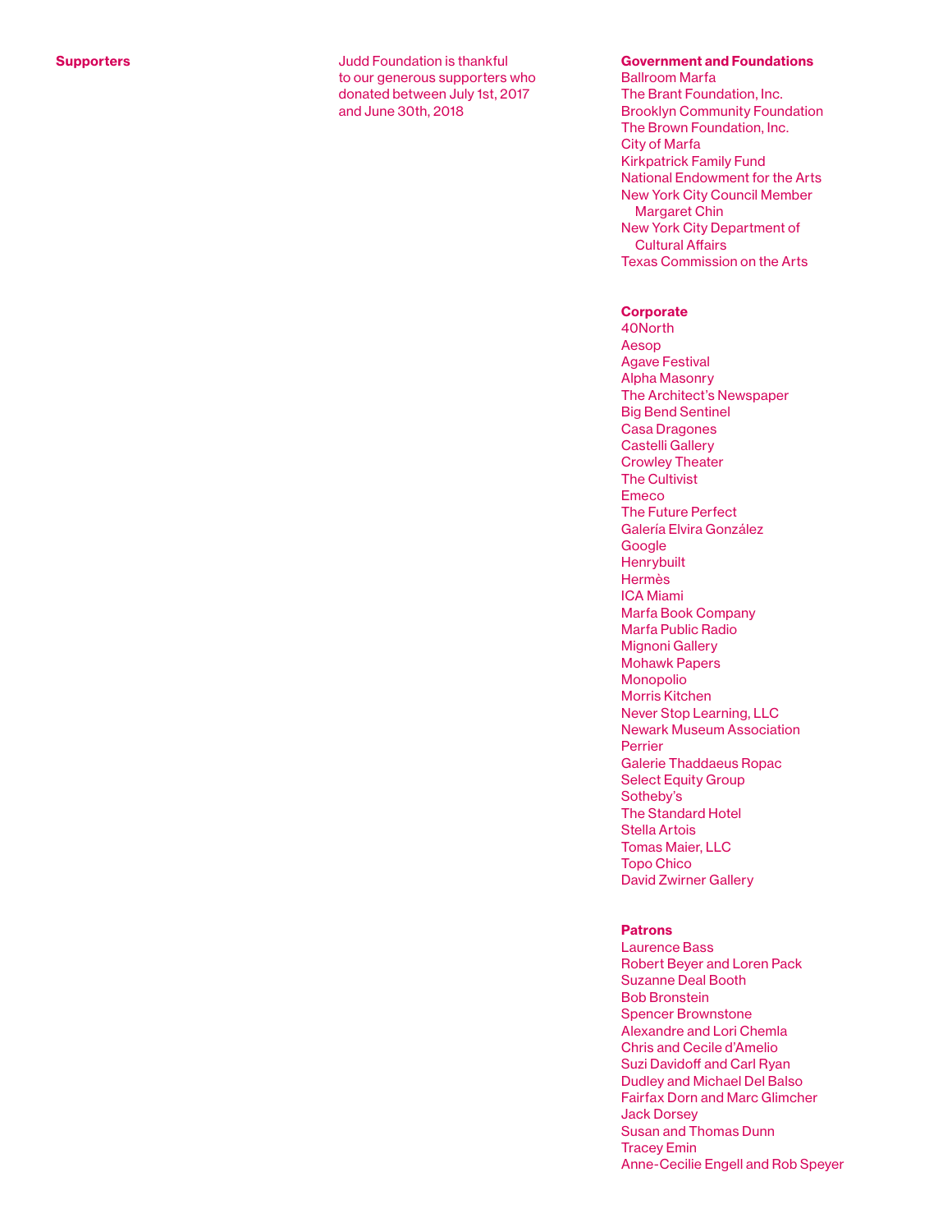## Supporters

Judd Foundation is thankful to our generous supporters who donated between July 1st, 2017 and June 30th, 2018

### Government and Foundations

Ballroom Marfa
The Brant Foundation, Inc.
Brooklyn Community Foundation
The Brown Foundation, Inc.
City of Marfa
Kirkpatrick Family Fund
National Endowment for the Arts
New York City Council Member Margaret Chin
New York City Department of Cultural Affairs
Texas Commission on the Arts

### Corporate

40North
Aesop
Agave Festival
Alpha Masonry
The Architect's Newspaper
Big Bend Sentinel
Casa Dragones
Castelli Gallery
Crowley Theater
The Cultivist
Emeco
The Future Perfect
Galería Elvira González
Google
Henrybuilt
Hermès
ICA Miami
Marfa Book Company
Marfa Public Radio
Mignoni Gallery
Mohawk Papers
Monopolio
Morris Kitchen
Never Stop Learning, LLC
Newark Museum Association
Perrier
Galerie Thaddaeus Ropac
Select Equity Group
Sotheby's
The Standard Hotel
Stella Artois
Tomas Maier, LLC
Topo Chico
David Zwirner Gallery

### Patrons

Laurence Bass
Robert Beyer and Loren Pack
Suzanne Deal Booth
Bob Bronstein
Spencer Brownstone
Alexandre and Lori Chemla
Chris and Cecile d'Amelio
Suzi Davidoff and Carl Ryan
Dudley and Michael Del Balso
Fairfax Dorn and Marc Glimcher
Jack Dorsey
Susan and Thomas Dunn
Tracey Emin
Anne-Cecilie Engell and Rob Speyer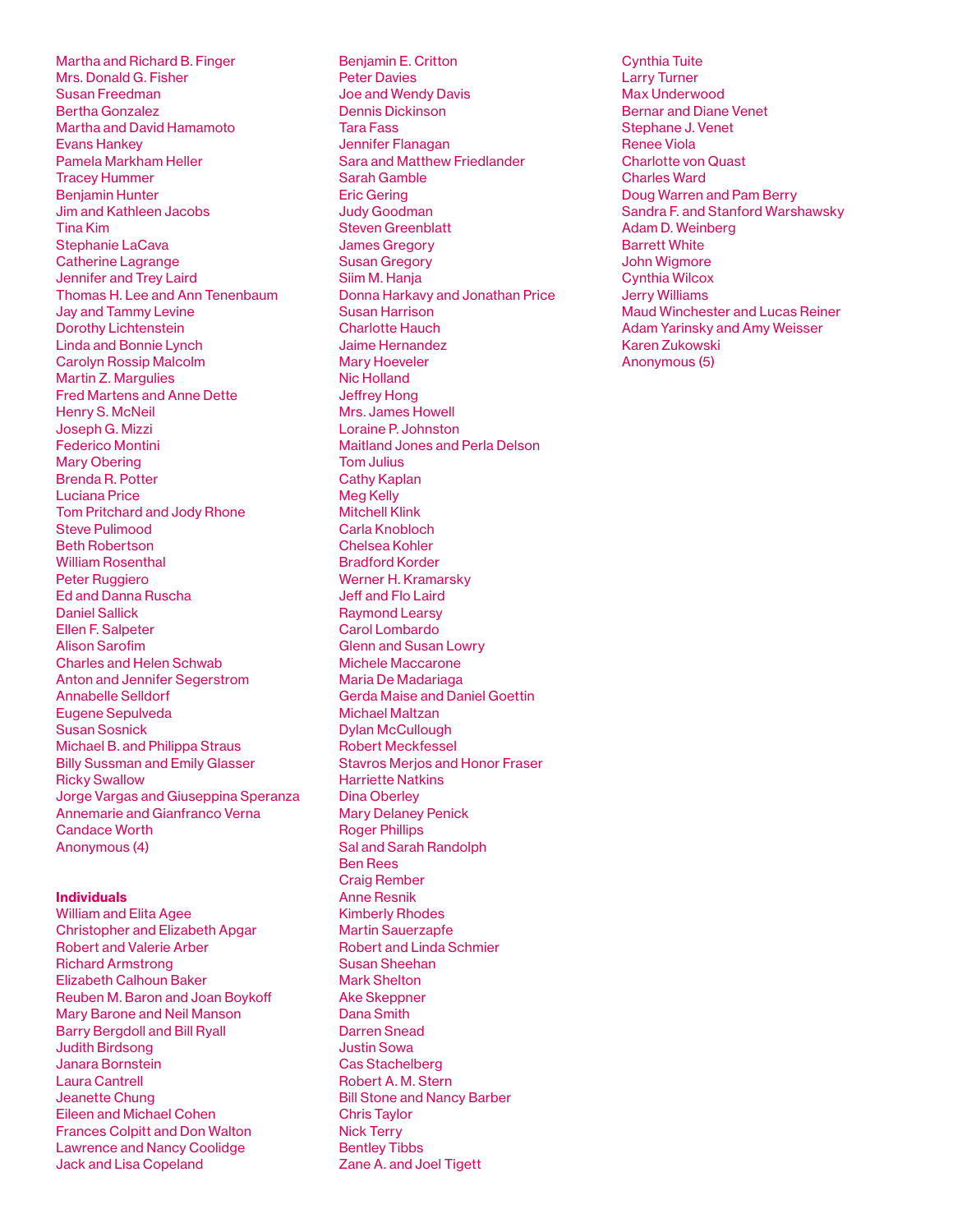Martha and Richard B. Finger
Mrs. Donald G. Fisher
Susan Freedman
Bertha Gonzalez
Martha and David Hamamoto
Evans Hankey
Pamela Markham Heller
Tracey Hummer
Benjamin Hunter
Jim and Kathleen Jacobs
Tina Kim
Stephanie LaCava
Catherine Lagrange
Jennifer and Trey Laird
Thomas H. Lee and Ann Tenenbaum
Jay and Tammy Levine
Dorothy Lichtenstein
Linda and Bonnie Lynch
Carolyn Rossip Malcolm
Martin Z. Margulies
Fred Martens and Anne Dette
Henry S. McNeil
Joseph G. Mizzi
Federico Montini
Mary Obering
Brenda R. Potter
Luciana Price
Tom Pritchard and Jody Rhone
Steve Pulimood
Beth Robertson
William Rosenthal
Peter Ruggiero
Ed and Danna Ruscha
Daniel Sallick
Ellen F. Salpeter
Alison Sarofim
Charles and Helen Schwab
Anton and Jennifer Segerstrom
Annabelle Selldorf
Eugene Sepulveda
Susan Sosnick
Michael B. and Philippa Straus
Billy Sussman and Emily Glasser
Ricky Swallow
Jorge Vargas and Giuseppina Speranza
Annemarie and Gianfranco Verna
Candace Worth
Anonymous (4)

**Individuals**

William and Elita Agee
Christopher and Elizabeth Apgar
Robert and Valerie Arber
Richard Armstrong
Elizabeth Calhoun Baker
Reuben M. Baron and Joan Boykoff
Mary Barone and Neil Manson
Barry Bergdoll and Bill Ryall
Judith Birdsong
Janara Bornstein
Laura Cantrell
Jeanette Chung
Eileen and Michael Cohen
Frances Colpitt and Don Walton
Lawrence and Nancy Coolidge
Jack and Lisa Copeland
Benjamin E. Critton
Peter Davies
Joe and Wendy Davis
Dennis Dickinson
Tara Fass
Jennifer Flanagan
Sara and Matthew Friedlander
Sarah Gamble
Eric Gering
Judy Goodman
Steven Greenblatt
James Gregory
Susan Gregory
Siim M. Hanja
Donna Harkavy and Jonathan Price
Susan Harrison
Charlotte Hauch
Jaime Hernandez
Mary Hoeveler
Nic Holland
Jeffrey Hong
Mrs. James Howell
Loraine P. Johnston
Maitland Jones and Perla Delson
Tom Julius
Cathy Kaplan
Meg Kelly
Mitchell Klink
Carla Knobloch
Chelsea Kohler
Bradford Korder
Werner H. Kramarsky
Jeff and Flo Laird
Raymond Learsy
Carol Lombardo
Glenn and Susan Lowry
Michele Maccarone
Maria De Madariaga
Gerda Maise and Daniel Goettin
Michael Maltzan
Dylan McCullough
Robert Meckfessel
Stavros Merjos and Honor Fraser
Harriette Natkins
Dina Oberley
Mary Delaney Penick
Roger Phillips
Sal and Sarah Randolph
Ben Rees
Craig Rember
Anne Resnik
Kimberly Rhodes
Martin Sauerzapfe
Robert and Linda Schmier
Susan Sheehan
Mark Shelton
Ake Skeppner
Dana Smith
Darren Snead
Justin Sowa
Cas Stachelberg
Robert A. M. Stern
Bill Stone and Nancy Barber
Chris Taylor
Nick Terry
Bentley Tibbs
Zane A. and Joel Tigett
Cynthia Tuite
Larry Turner
Max Underwood
Bernar and Diane Venet
Stephane J. Venet
Renee Viola
Charlotte von Quast
Charles Ward
Doug Warren and Pam Berry
Sandra F. and Stanford Warshawsky
Adam D. Weinberg
Barrett White
John Wigmore
Cynthia Wilcox
Jerry Williams
Maud Winchester and Lucas Reiner
Adam Yarinsky and Amy Weisser
Karen Zukowski
Anonymous (5)